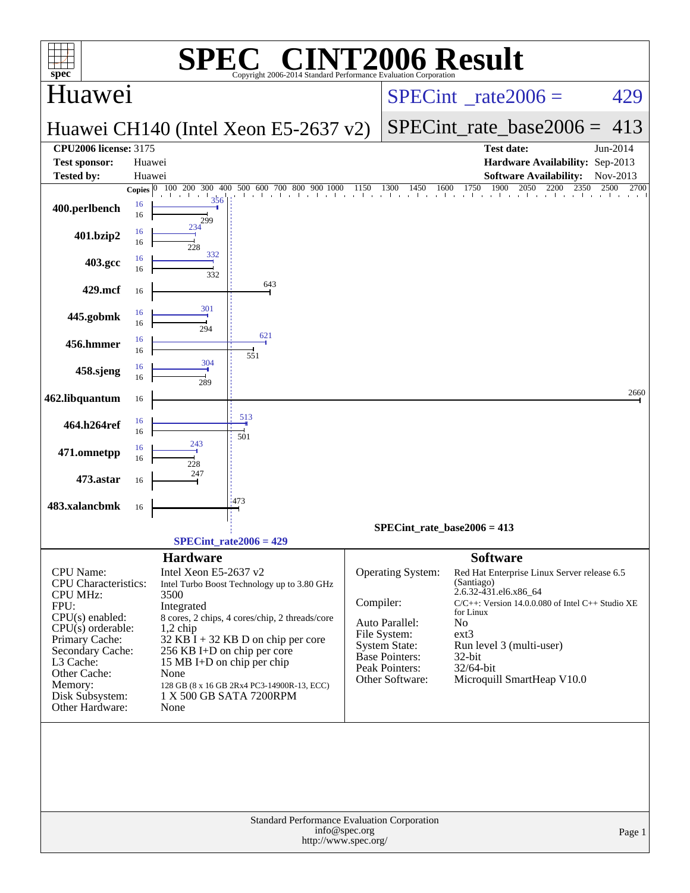# SPEC CINT2006 Result

Copyright 2006-2014 Standard Performance Evaluation Corporation

## Huawei

**Huawei CH140 (Intel Xeon E5-2637 v2)**

SPECint_rate2006 = 429

SPECint_rate_base2006 = 413

| | | | |
|---|---|---|---|
| **CPU2006 license:** 3175 | | **Test date:** | Jun-2014 |
| **Test sponsor:** | Huawei | **Hardware Availability:** | Sep-2013 |
| **Tested by:** | Huawei | **Software Availability:** | Nov-2013 |

| Benchmark | Copies (peak) | Peak | Copies (base) | Base |
|---|---|---|---|---|
| 400.perlbench | 16 | 356 | 16 | 299 |
| 401.bzip2 | 16 | 234 | 16 | 228 |
| 403.gcc | 16 | 332 | 16 | 332 |
| 429.mcf | | | 16 | 643 |
| 445.gobmk | 16 | 301 | 16 | 294 |
| 456.hmmer | 16 | 621 | 16 | 551 |
| 458.sjeng | 16 | 304 | 16 | 289 |
| 462.libquantum | | | 16 | 2660 |
| 464.h264ref | 16 | 513 | 16 | 501 |
| 471.omnetpp | 16 | 243 | 16 | 228 |
| 473.astar | | | 16 | 247 |
| 483.xalancbmk | | | 16 | 473 |

SPECint_rate_base2006 = 413

SPECint_rate2006 = 429

## Hardware

| | |
|---|---|
| CPU Name: | Intel Xeon E5-2637 v2 |
| CPU Characteristics: | Intel Turbo Boost Technology up to 3.80 GHz |
| CPU MHz: | 3500 |
| FPU: | Integrated |
| CPU(s) enabled: | 8 cores, 2 chips, 4 cores/chip, 2 threads/core |
| CPU(s) orderable: | 1,2 chip |
| Primary Cache: | 32 KB I + 32 KB D on chip per core |
| Secondary Cache: | 256 KB I+D on chip per core |
| L3 Cache: | 15 MB I+D on chip per chip |
| Other Cache: | None |
| Memory: | 128 GB (8 x 16 GB 2Rx4 PC3-14900R-13, ECC) |
| Disk Subsystem: | 1 X 500 GB SATA 7200RPM |
| Other Hardware: | None |

## Software

| | |
|---|---|
| Operating System: | Red Hat Enterprise Linux Server release 6.5 (Santiago) 2.6.32-431.el6.x86_64 |
| Compiler: | C/C++: Version 14.0.0.080 of Intel C++ Studio XE for Linux |
| Auto Parallel: | No |
| File System: | ext3 |
| System State: | Run level 3 (multi-user) |
| Base Pointers: | 32-bit |
| Peak Pointers: | 32/64-bit |
| Other Software: | Microquill SmartHeap V10.0 |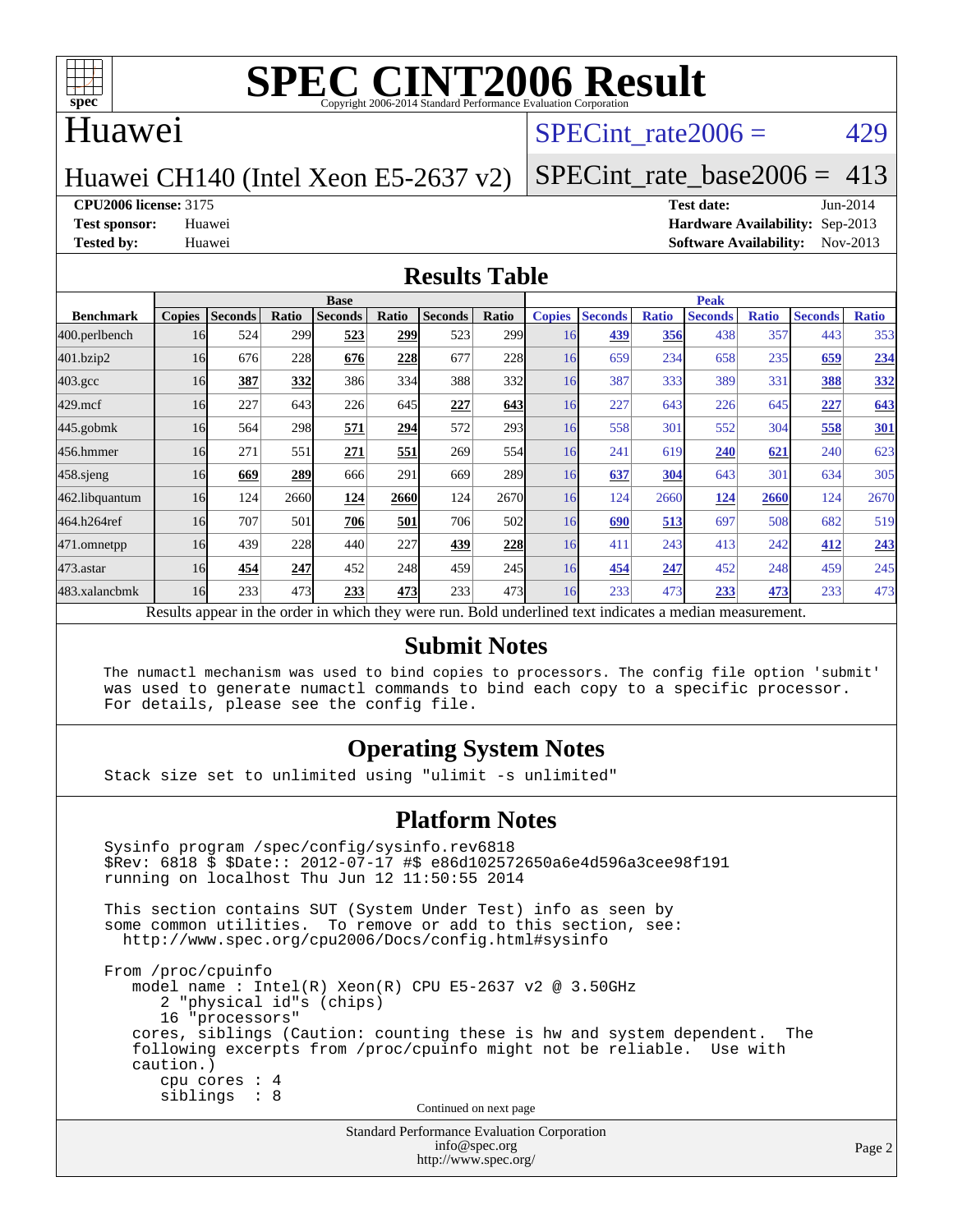# SPEC CINT2006 Result

Copyright 2006-2014 Standard Performance Evaluation Corporation

## Huawei

Huawei CH140 (Intel Xeon E5-2637 v2)

SPECint_rate2006 = 429

SPECint_rate_base2006 = 413

**CPU2006 license:** 3175
**Test sponsor:** Huawei
**Tested by:** Huawei

**Test date:** Jun-2014
**Hardware Availability:** Sep-2013
**Software Availability:** Nov-2013

## Results Table

| Benchmark | Base | | | | | | | Peak | | | | | | |
|---|---|---|---|---|---|---|---|---|---|---|---|---|---|---|
| | Copies | Seconds | Ratio | Seconds | Ratio | Seconds | Ratio | Copies | Seconds | Ratio | Seconds | Ratio | Seconds | Ratio |
| 400.perlbench | 16 | 524 | 299 | **523** | **299** | 523 | 299 | 16 | **439** | **356** | 438 | 357 | 443 | 353 |
| 401.bzip2 | 16 | 676 | 228 | **676** | **228** | 677 | 228 | 16 | 659 | 234 | 658 | 235 | **659** | **234** |
| 403.gcc | 16 | **387** | **332** | 386 | 334 | 388 | 332 | 16 | 387 | 333 | 389 | 331 | **388** | **332** |
| 429.mcf | 16 | 227 | 643 | 226 | 645 | **227** | **643** | 16 | 227 | 643 | 226 | 645 | **227** | **643** |
| 445.gobmk | 16 | 564 | 298 | **571** | **294** | 572 | 293 | 16 | 558 | 301 | 552 | 304 | **558** | **301** |
| 456.hmmer | 16 | 271 | 551 | **271** | **551** | 269 | 554 | 16 | 241 | 619 | **240** | **621** | 240 | 623 |
| 458.sjeng | 16 | **669** | **289** | 666 | 291 | 669 | 289 | 16 | **637** | **304** | 643 | 301 | 634 | 305 |
| 462.libquantum | 16 | 124 | 2660 | **124** | **2660** | 124 | 2670 | 16 | 124 | 2660 | **124** | **2660** | 124 | 2670 |
| 464.h264ref | 16 | 707 | 501 | **706** | **501** | 706 | 502 | 16 | **690** | **513** | 697 | 508 | 682 | 519 |
| 471.omnetpp | 16 | 439 | 228 | 440 | 227 | **439** | **228** | 16 | 411 | 243 | 413 | 242 | **412** | **243** |
| 473.astar | 16 | **454** | **247** | 452 | 248 | 459 | 245 | 16 | **454** | **247** | 452 | 248 | 459 | 245 |
| 483.xalancbmk | 16 | 233 | 473 | **233** | **473** | 233 | 473 | 16 | 233 | 473 | **233** | **473** | 233 | 473 |

Results appear in the order in which they were run. Bold underlined text indicates a median measurement.

## Submit Notes

```
The numactl mechanism was used to bind copies to processors. The config file option 'submit'
was used to generate numactl commands to bind each copy to a specific processor.
For details, please see the config file.
```

## Operating System Notes

```
Stack size set to unlimited using "ulimit -s unlimited"
```

## Platform Notes

```
Sysinfo program /spec/config/sysinfo.rev6818
$Rev: 6818 $ $Date:: 2012-07-17 #$ e86d102572650a6e4d596a3cee98f191
running on localhost Thu Jun 12 11:50:55 2014

This section contains SUT (System Under Test) info as seen by
some common utilities.  To remove or add to this section, see:
  http://www.spec.org/cpu2006/Docs/config.html#sysinfo

From /proc/cpuinfo
   model name : Intel(R) Xeon(R) CPU E5-2637 v2 @ 3.50GHz
      2 "physical id"s (chips)
      16 "processors"
   cores, siblings (Caution: counting these is hw and system dependent.  The
   following excerpts from /proc/cpuinfo might not be reliable.  Use with
   caution.)
      cpu cores : 4
      siblings  : 8
```

Continued on next page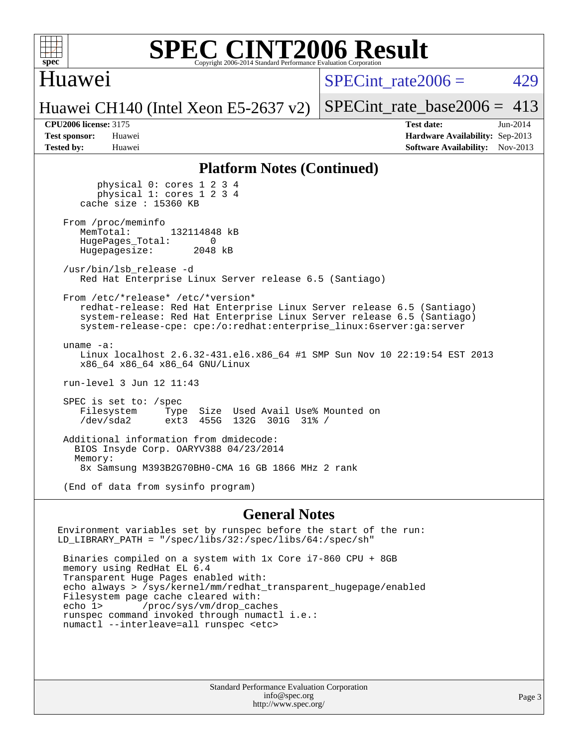## Platform Notes (Continued)

```
        physical 0: cores 1 2 3 4
        physical 1: cores 1 2 3 4
     cache size : 15360 KB

  From /proc/meminfo
     MemTotal:       132114848 kB
     HugePages_Total:       0
     Hugepagesize:       2048 kB

  /usr/bin/lsb_release -d
     Red Hat Enterprise Linux Server release 6.5 (Santiago)

  From /etc/*release* /etc/*version*
     redhat-release: Red Hat Enterprise Linux Server release 6.5 (Santiago)
     system-release: Red Hat Enterprise Linux Server release 6.5 (Santiago)
     system-release-cpe: cpe:/o:redhat:enterprise_linux:6server:ga:server

  uname -a:
     Linux localhost 2.6.32-431.el6.x86_64 #1 SMP Sun Nov 10 22:19:54 EST 2013
     x86_64 x86_64 x86_64 GNU/Linux

  run-level 3 Jun 12 11:43

  SPEC is set to: /spec
     Filesystem     Type  Size  Used Avail Use% Mounted on
     /dev/sda2      ext3  455G  132G  301G  31% /

  Additional information from dmidecode:
    BIOS Insyde Corp. OARYV388 04/23/2014
    Memory:
     8x Samsung M393B2G70BH0-CMA 16 GB 1866 MHz 2 rank

  (End of data from sysinfo program)
```

## General Notes

```
Environment variables set by runspec before the start of the run:
LD_LIBRARY_PATH = "/spec/libs/32:/spec/libs/64:/spec/sh"

 Binaries compiled on a system with 1x Core i7-860 CPU + 8GB
 memory using RedHat EL 6.4
 Transparent Huge Pages enabled with:
 echo always > /sys/kernel/mm/redhat_transparent_hugepage/enabled
 Filesystem page cache cleared with:
 echo 1>       /proc/sys/vm/drop_caches
 runspec command invoked through numactl i.e.:
 numactl --interleave=all runspec <etc>
```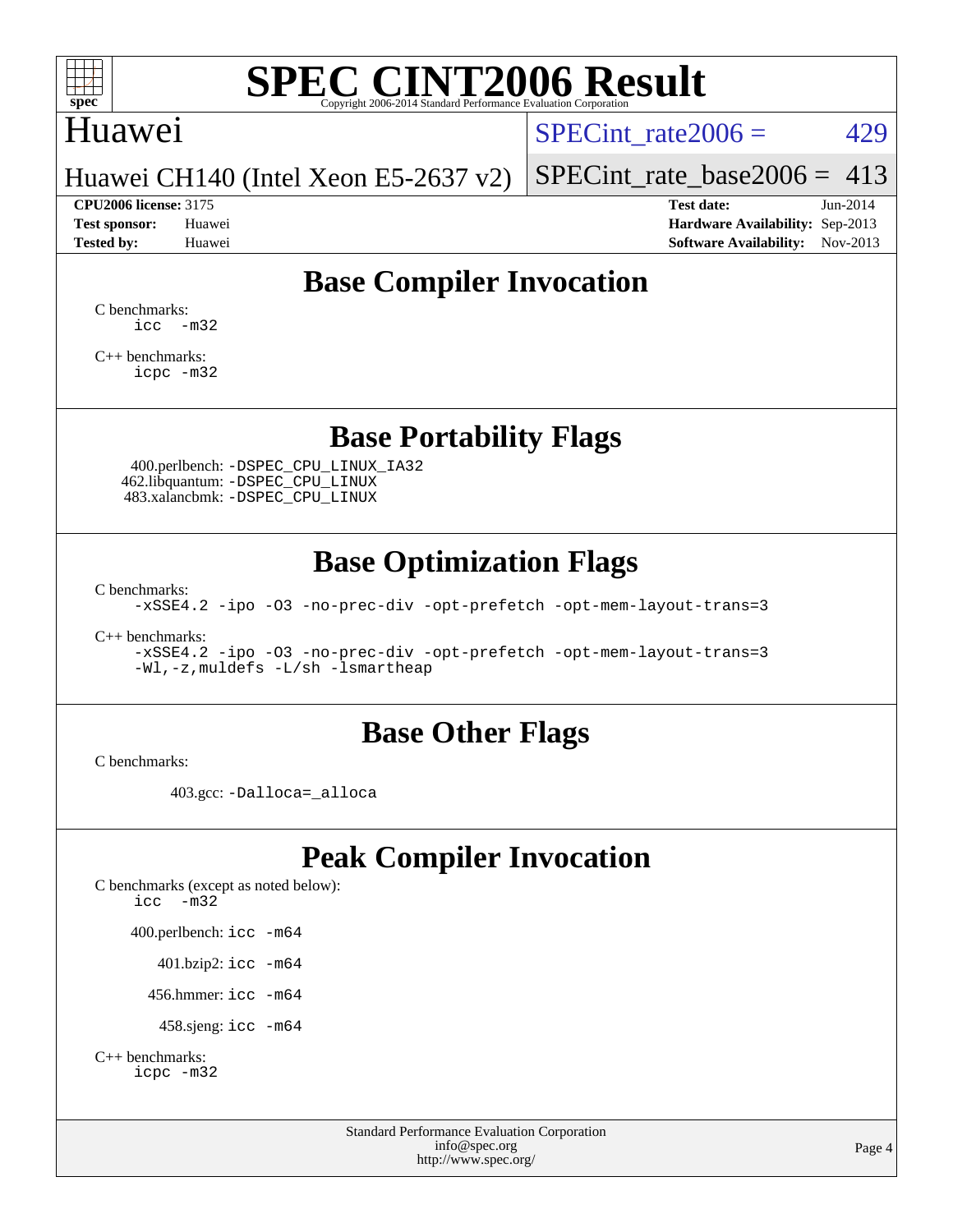# SPEC CINT2006 Result

Copyright 2006-2014 Standard Performance Evaluation Corporation

## Huawei

**Huawei CH140 (Intel Xeon E5-2637 v2)**

SPECint_rate2006 = 429

SPECint_rate_base2006 = 413

**CPU2006 license:** 3175
**Test sponsor:** Huawei
**Tested by:** Huawei

**Test date:** Jun-2014
**Hardware Availability:** Sep-2013
**Software Availability:** Nov-2013

## Base Compiler Invocation

C benchmarks:
```
icc  -m32
```

C++ benchmarks:
```
icpc -m32
```

## Base Portability Flags

400.perlbench: `-DSPEC_CPU_LINUX_IA32`
462.libquantum: `-DSPEC_CPU_LINUX`
483.xalancbmk: `-DSPEC_CPU_LINUX`

## Base Optimization Flags

C benchmarks:
```
-xSSE4.2 -ipo -O3 -no-prec-div -opt-prefetch -opt-mem-layout-trans=3
```

C++ benchmarks:
```
-xSSE4.2 -ipo -O3 -no-prec-div -opt-prefetch -opt-mem-layout-trans=3
-Wl,-z,muldefs -L/sh -lsmartheap
```

## Base Other Flags

C benchmarks:

403.gcc: `-Dalloca=_alloca`

## Peak Compiler Invocation

C benchmarks (except as noted below):
```
icc  -m32
```

400.perlbench: `icc -m64`

401.bzip2: `icc -m64`

456.hmmer: `icc -m64`

458.sjeng: `icc -m64`

C++ benchmarks:
```
icpc -m32
```

Standard Performance Evaluation Corporation
info@spec.org
http://www.spec.org/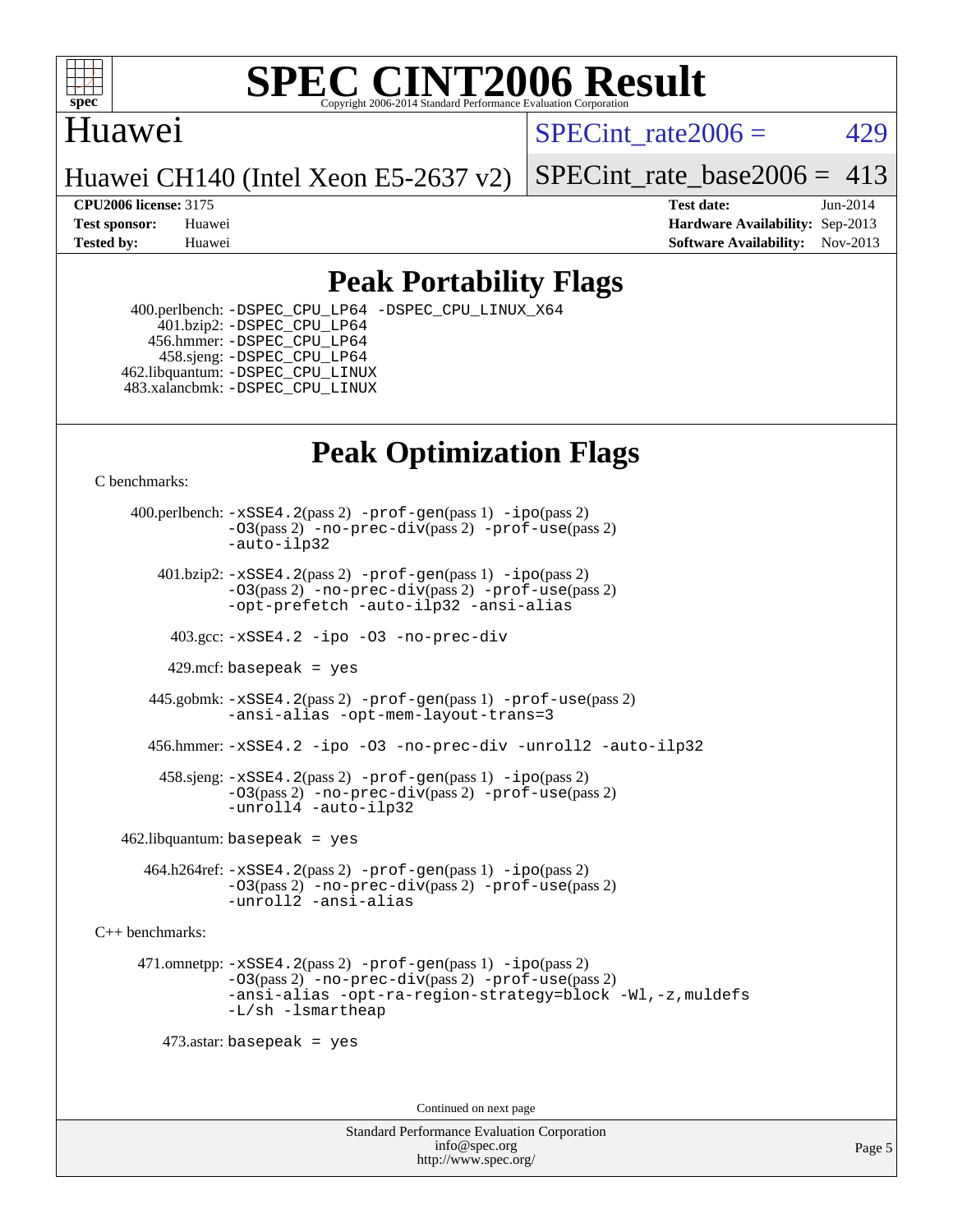# SPEC CINT2006 Result

Copyright 2006-2014 Standard Performance Evaluation Corporation

## Huawei

Huawei CH140 (Intel Xeon E5-2637 v2)

SPECint_rate2006 = 429

SPECint_rate_base2006 = 413

**CPU2006 license:** 3175
**Test sponsor:** Huawei
**Tested by:** Huawei

**Test date:** Jun-2014
**Hardware Availability:** Sep-2013
**Software Availability:** Nov-2013

## Peak Portability Flags

400.perlbench: -DSPEC_CPU_LP64 -DSPEC_CPU_LINUX_X64
401.bzip2: -DSPEC_CPU_LP64
456.hmmer: -DSPEC_CPU_LP64
458.sjeng: -DSPEC_CPU_LP64
462.libquantum: -DSPEC_CPU_LINUX
483.xalancbmk: -DSPEC_CPU_LINUX

## Peak Optimization Flags

C benchmarks:

400.perlbench: -xSSE4.2(pass 2) -prof-gen(pass 1) -ipo(pass 2) -O3(pass 2) -no-prec-div(pass 2) -prof-use(pass 2) -auto-ilp32

401.bzip2: -xSSE4.2(pass 2) -prof-gen(pass 1) -ipo(pass 2) -O3(pass 2) -no-prec-div(pass 2) -prof-use(pass 2) -opt-prefetch -auto-ilp32 -ansi-alias

403.gcc: -xSSE4.2 -ipo -O3 -no-prec-div

429.mcf: basepeak = yes

445.gobmk: -xSSE4.2(pass 2) -prof-gen(pass 1) -prof-use(pass 2) -ansi-alias -opt-mem-layout-trans=3

456.hmmer: -xSSE4.2 -ipo -O3 -no-prec-div -unroll2 -auto-ilp32

458.sjeng: -xSSE4.2(pass 2) -prof-gen(pass 1) -ipo(pass 2) -O3(pass 2) -no-prec-div(pass 2) -prof-use(pass 2) -unroll4 -auto-ilp32

462.libquantum: basepeak = yes

464.h264ref: -xSSE4.2(pass 2) -prof-gen(pass 1) -ipo(pass 2) -O3(pass 2) -no-prec-div(pass 2) -prof-use(pass 2) -unroll2 -ansi-alias

C++ benchmarks:

471.omnetpp: -xSSE4.2(pass 2) -prof-gen(pass 1) -ipo(pass 2) -O3(pass 2) -no-prec-div(pass 2) -prof-use(pass 2) -ansi-alias -opt-ra-region-strategy=block -Wl,-z,muldefs -L/sh -lsmartheap

473.astar: basepeak = yes

Continued on next page

Standard Performance Evaluation Corporation
info@spec.org
http://www.spec.org/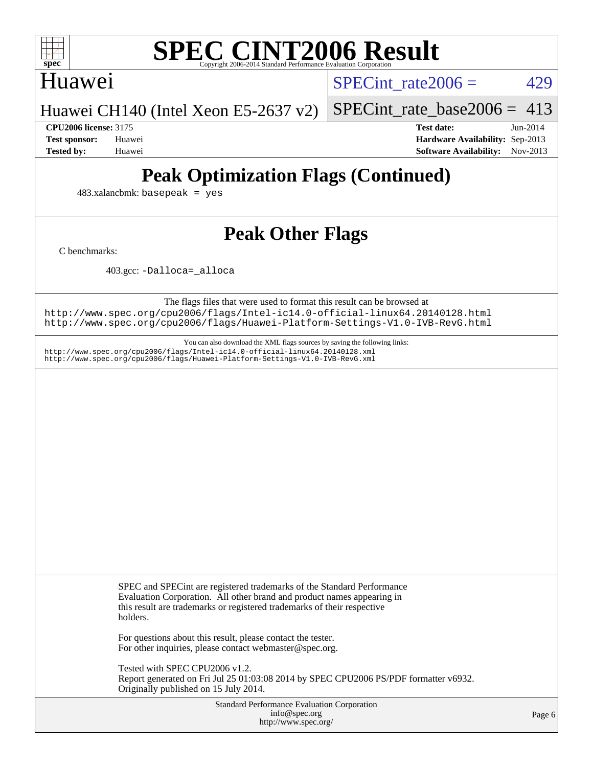# Peak Optimization Flags (Continued)

483.xalancbmk: basepeak = yes

# Peak Other Flags

C benchmarks:

403.gcc: -Dalloca=_alloca

The flags files that were used to format this result can be browsed at

http://www.spec.org/cpu2006/flags/Intel-ic14.0-official-linux64.20140128.html
http://www.spec.org/cpu2006/flags/Huawei-Platform-Settings-V1.0-IVB-RevG.html

You can also download the XML flags sources by saving the following links:

http://www.spec.org/cpu2006/flags/Intel-ic14.0-official-linux64.20140128.xml
http://www.spec.org/cpu2006/flags/Huawei-Platform-Settings-V1.0-IVB-RevG.xml

SPEC and SPECint are registered trademarks of the Standard Performance Evaluation Corporation. All other brand and product names appearing in this result are trademarks or registered trademarks of their respective holders.

For questions about this result, please contact the tester.
For other inquiries, please contact webmaster@spec.org.

Tested with SPEC CPU2006 v1.2.
Report generated on Fri Jul 25 01:03:08 2014 by SPEC CPU2006 PS/PDF formatter v6932.
Originally published on 15 July 2014.